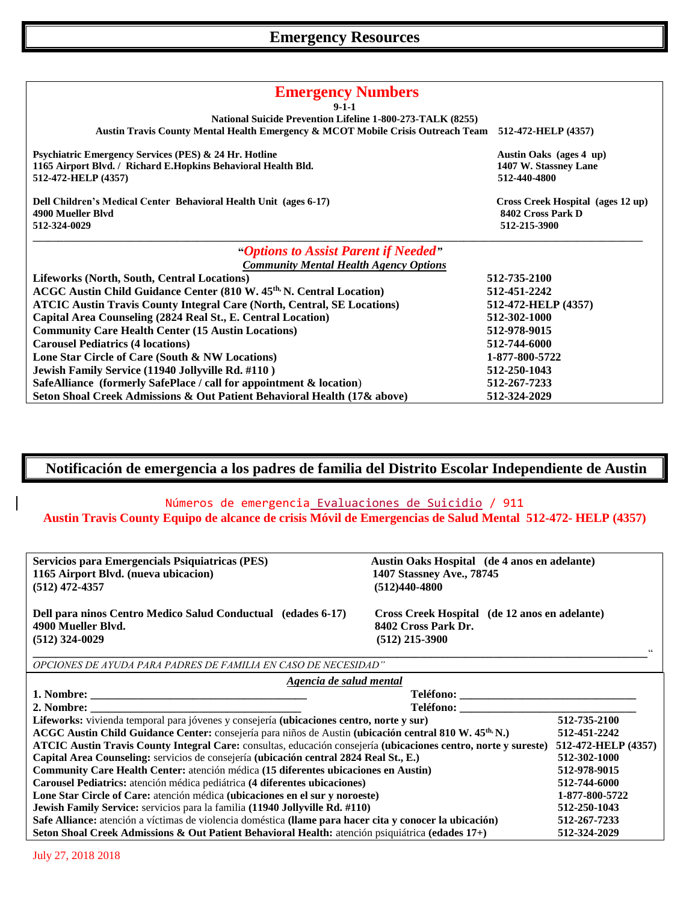# Emergency Resources

## Emergency Numbers

**9-1-1**

**National Suicide Prevention Lifeline 1-800-273-TALK (8255)**

**Austin Travis County Mental Health Emergency & MCOT Mobile Crisis Outreach Team 512-472-HELP (4357)**

**Psychiatric Emergency Services (PES) & 24 Hr. Hotline**
**1165 Airport Blvd. / Richard E.Hopkins Behavioral Health Bld.**
**512-472-HELP (4357)**

**Austin Oaks (ages 4 up)**
**1407 W. Stassney Lane**
**512-440-4800**

**Dell Children's Medical Center Behavioral Health Unit (ages 6-17)**
**4900 Mueller Blvd**
**512-324-0029**

**Cross Creek Hospital (ages 12 up)**
**8402 Cross Park D**
**512-215-3900**

### "*Options to Assist Parent if Needed*"

***Community Mental Health Agency Options***

| Agency | Phone |
|---|---|
| **Lifeworks (North, South, Central Locations)** | **512-735-2100** |
| **ACGC Austin Child Guidance Center (810 W. 45th, N. Central Location)** | **512-451-2242** |
| **ATCIC Austin Travis County Integral Care (North, Central, SE Locations)** | **512-472-HELP (4357)** |
| **Capital Area Counseling (2824 Real St., E. Central Location)** | **512-302-1000** |
| **Community Care Health Center (15 Austin Locations)** | **512-978-9015** |
| **Carousel Pediatrics (4 locations)** | **512-744-6000** |
| **Lone Star Circle of Care (South & NW Locations)** | **1-877-800-5722** |
| **Jewish Family Service (11940 Jollyville Rd. #110 )** | **512-250-1043** |
| **SafeAlliance (formerly SafePlace / call for appointment & location)** | **512-267-7233** |
| **Seton Shoal Creek Admissions & Out Patient Behavioral Health (17& above)** | **512-324-2029** |

# Notificación de emergencia a los padres de familia del Distrito Escolar Independiente de Austin

Números de emergencia Evaluaciones de Suicidio / 911

**Austin Travis County Equipo de alcance de crisis Móvil de Emergencias de Salud Mental 512-472- HELP (4357)**

**Servicios para Emergencials Psiquiatricas (PES)**
**1165 Airport Blvd. (nueva ubicacion)**
**(512) 472-4357**

**Austin Oaks Hospital (de 4 anos en adelante)**
**1407 Stassney Ave., 78745**
**(512)440-4800**

**Dell para ninos Centro Medico Salud Conductual (edades 6-17)**
**4900 Mueller Blvd.**
**(512) 324-0029**

**Cross Creek Hospital (de 12 anos en adelante)**
**8402 Cross Park Dr.**
**(512) 215-3900**

*"OPCIONES DE AYUDA PARA PADRES DE FAMILIA EN CASO DE NECESIDAD"*

***Agencia de salud mental***

**1. Nombre:** ____________________ **Teléfono:** ____________________

**2. Nombre:** ____________________ **Teléfono:** ____________________

| Agencia | Teléfono |
|---|---|
| **Lifeworks:** vivienda temporal para jóvenes y consejería **(ubicaciones centro, norte y sur)** | **512-735-2100** |
| **ACGC Austin Child Guidance Center:** consejería para niños de Austin **(ubicación central 810 W. 45th, N.)** | **512-451-2242** |
| **ATCIC Austin Travis County Integral Care:** consultas, educación consejería **(ubicaciones centro, norte y sureste)** | **512-472-HELP (4357)** |
| **Capital Area Counseling:** servicios de consejería **(ubicación central 2824 Real St., E.)** | **512-302-1000** |
| **Community Care Health Center:** atención médica **(15 diferentes ubicaciones en Austin)** | **512-978-9015** |
| **Carousel Pediatrics:** atención médica pediátrica **(4 diferentes ubicaciones)** | **512-744-6000** |
| **Lone Star Circle of Care:** atención médica **(ubicaciones en el sur y noroeste)** | **1-877-800-5722** |
| **Jewish Family Service:** servicios para la familia **(11940 Jollyville Rd. #110)** | **512-250-1043** |
| **Safe Alliance:** atención a víctimas de violencia doméstica **(llame para hacer cita y conocer la ubicación)** | **512-267-7233** |
| **Seton Shoal Creek Admissions & Out Patient Behavioral Health:** atención psiquiátrica **(edades 17+)** | **512-324-2029** |

July 27, 2018 2018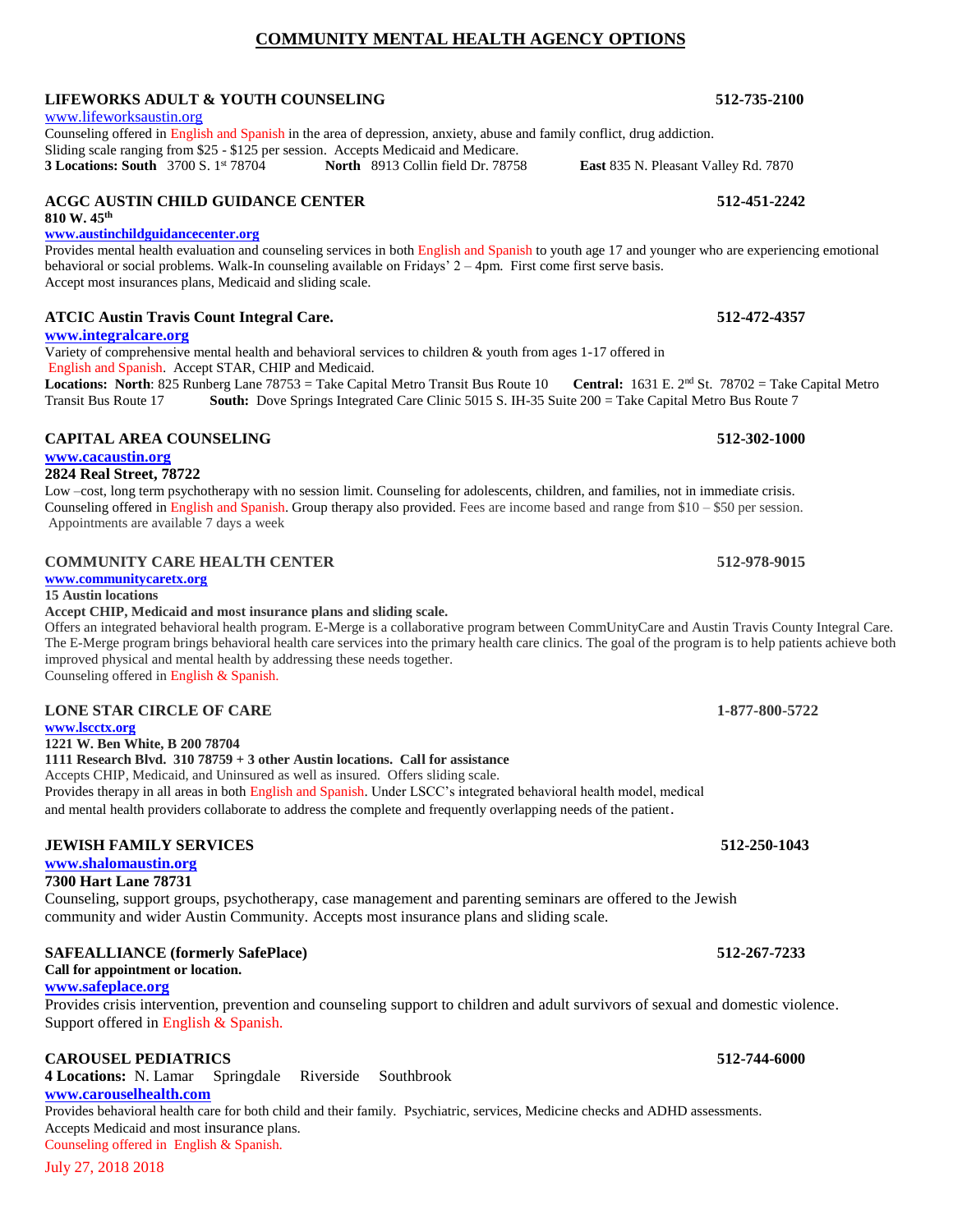# COMMUNITY MENTAL HEALTH AGENCY OPTIONS

**LIFEWORKS ADULT & YOUTH COUNSELING** **512-735-2100**
www.lifeworksaustin.org
Counseling offered in English and Spanish in the area of depression, anxiety, abuse and family conflict, drug addiction.
Sliding scale ranging from $25 - $125 per session. Accepts Medicaid and Medicare.
**3 Locations: South** 3700 S. 1st 78704 **North** 8913 Collin field Dr. 78758 **East** 835 N. Pleasant Valley Rd. 7870

**ACGC AUSTIN CHILD GUIDANCE CENTER** **512-451-2242**
**810 W. 45th**
**www.austinchildguidancecenter.org**
Provides mental health evaluation and counseling services in both English and Spanish to youth age 17 and younger who are experiencing emotional behavioral or social problems. Walk-In counseling available on Fridays' 2 – 4pm. First come first serve basis.
Accept most insurances plans, Medicaid and sliding scale.

**ATCIC Austin Travis Count Integral Care.** **512-472-4357**
**www.integralcare.org**
Variety of comprehensive mental health and behavioral services to children & youth from ages 1-17 offered in English and Spanish. Accept STAR, CHIP and Medicaid.
**Locations: North**: 825 Runberg Lane 78753 = Take Capital Metro Transit Bus Route 10 **Central:** 1631 E. 2nd St. 78702 = Take Capital Metro Transit Bus Route 17 **South:** Dove Springs Integrated Care Clinic 5015 S. IH-35 Suite 200 = Take Capital Metro Bus Route 7

**CAPITAL AREA COUNSELING** **512-302-1000**
**www.cacaustin.org**
**2824 Real Street, 78722**
Low –cost, long term psychotherapy with no session limit. Counseling for adolescents, children, and families, not in immediate crisis. Counseling offered in English and Spanish. Group therapy also provided. Fees are income based and range from $10 – $50 per session.
Appointments are available 7 days a week

**COMMUNITY CARE HEALTH CENTER** **512-978-9015**
**www.communitycaretx.org**
**15 Austin locations**
**Accept CHIP, Medicaid and most insurance plans and sliding scale.**
Offers an integrated behavioral health program. E-Merge is a collaborative program between CommUnityCare and Austin Travis County Integral Care. The E-Merge program brings behavioral health care services into the primary health care clinics. The goal of the program is to help patients achieve both improved physical and mental health by addressing these needs together.
Counseling offered in English & Spanish.

**LONE STAR CIRCLE OF CARE** **1-877-800-5722**
**www.lscctx.org**
**1221 W. Ben White, B 200 78704**
**1111 Research Blvd. 310 78759 + 3 other Austin locations. Call for assistance**
Accepts CHIP, Medicaid, and Uninsured as well as insured. Offers sliding scale.
Provides therapy in all areas in both English and Spanish. Under LSCC's integrated behavioral health model, medical and mental health providers collaborate to address the complete and frequently overlapping needs of the patient.

**JEWISH FAMILY SERVICES** **512-250-1043**
**www.shalomaustin.org**
**7300 Hart Lane 78731**
Counseling, support groups, psychotherapy, case management and parenting seminars are offered to the Jewish community and wider Austin Community. Accepts most insurance plans and sliding scale.

**SAFEALLIANCE (formerly SafePlace)** **512-267-7233**
**Call for appointment or location.**
**www.safeplace.org**
Provides crisis intervention, prevention and counseling support to children and adult survivors of sexual and domestic violence.
Support offered in English & Spanish.

**CAROUSEL PEDIATRICS** **512-744-6000**
**4 Locations:** N. Lamar Springdale Riverside Southbrook
**www.carouselhealth.com**
Provides behavioral health care for both child and their family. Psychiatric, services, Medicine checks and ADHD assessments.
Accepts Medicaid and most insurance plans.
Counseling offered in English & Spanish.

July 27, 2018 2018